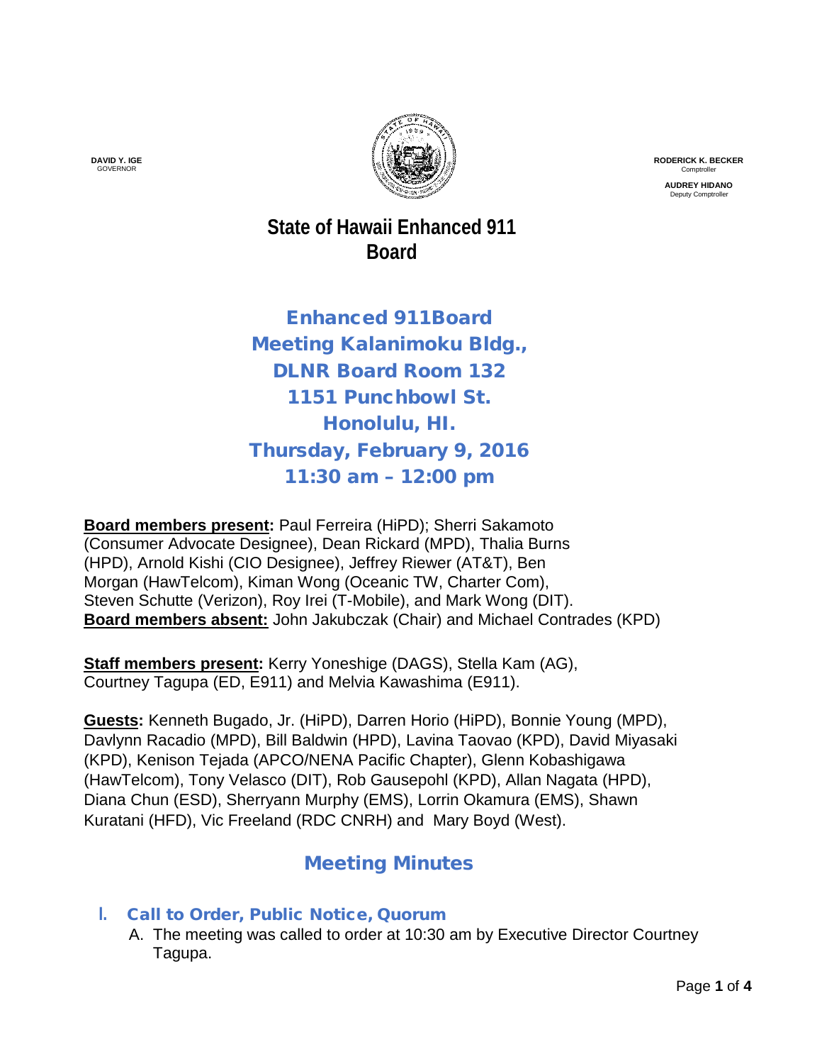**DAVID Y. IGE**
GOVERNOR

**RODERICK K. BECKER**
Comptroller

**AUDREY HIDANO**
Deputy Comptroller

# State of Hawaii Enhanced 911 Board

## Enhanced 911Board Meeting Kalanimoku Bldg., DLNR Board Room 132 1151 Punchbowl St. Honolulu, HI. Thursday, February 9, 2016 11:30 am – 12:00 pm

**Board members present:** Paul Ferreira (HiPD); Sherri Sakamoto (Consumer Advocate Designee), Dean Rickard (MPD), Thalia Burns (HPD), Arnold Kishi (CIO Designee), Jeffrey Riewer (AT&T), Ben Morgan (HawTelcom), Kiman Wong (Oceanic TW, Charter Com), Steven Schutte (Verizon), Roy Irei (T-Mobile), and Mark Wong (DIT).
**Board members absent:** John Jakubczak (Chair) and Michael Contrades (KPD)

**Staff members present:** Kerry Yoneshige (DAGS), Stella Kam (AG), Courtney Tagupa (ED, E911) and Melvia Kawashima (E911).

**Guests:** Kenneth Bugado, Jr. (HiPD), Darren Horio (HiPD), Bonnie Young (MPD), Davlynn Racadio (MPD), Bill Baldwin (HPD), Lavina Taovao (KPD), David Miyasaki (KPD), Kenison Tejada (APCO/NENA Pacific Chapter), Glenn Kobashigawa (HawTelcom), Tony Velasco (DIT), Rob Gausepohl (KPD), Allan Nagata (HPD), Diana Chun (ESD), Sherryann Murphy (EMS), Lorrin Okamura (EMS), Shawn Kuratani (HFD), Vic Freeland (RDC CNRH) and Mary Boyd (West).

## Meeting Minutes

### I. Call to Order, Public Notice, Quorum

A. The meeting was called to order at 10:30 am by Executive Director Courtney Tagupa.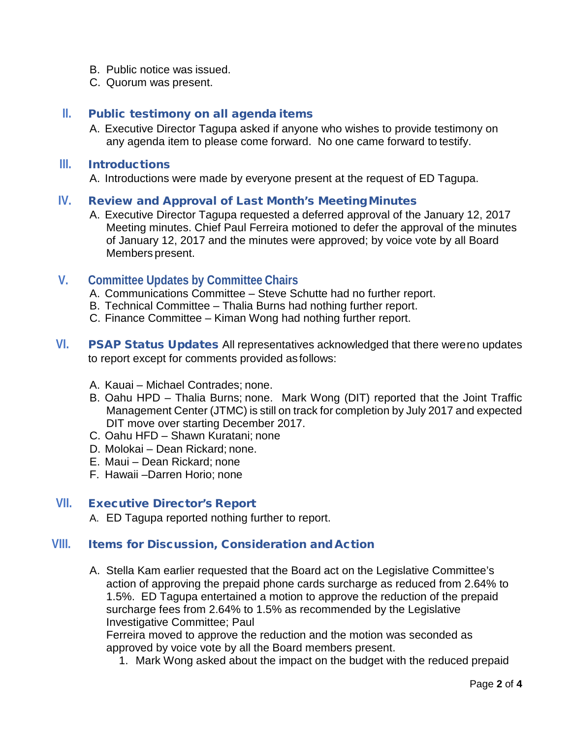B. Public notice was issued.
C. Quorum was present.

## II. Public testimony on all agenda items

A. Executive Director Tagupa asked if anyone who wishes to provide testimony on any agenda item to please come forward. No one came forward to testify.

## III. Introductions

A. Introductions were made by everyone present at the request of ED Tagupa.

## IV. Review and Approval of Last Month's Meeting Minutes

A. Executive Director Tagupa requested a deferred approval of the January 12, 2017 Meeting minutes. Chief Paul Ferreira motioned to defer the approval of the minutes of January 12, 2017 and the minutes were approved; by voice vote by all Board Members present.

## V. Committee Updates by Committee Chairs

A. Communications Committee – Steve Schutte had no further report.
B. Technical Committee – Thalia Burns had nothing further report.
C. Finance Committee – Kiman Wong had nothing further report.

## VI. PSAP Status Updates

All representatives acknowledged that there were no updates to report except for comments provided as follows:

A. Kauai – Michael Contrades; none.
B. Oahu HPD – Thalia Burns; none. Mark Wong (DIT) reported that the Joint Traffic Management Center (JTMC) is still on track for completion by July 2017 and expected DIT move over starting December 2017.
C. Oahu HFD – Shawn Kuratani; none
D. Molokai – Dean Rickard; none.
E. Maui – Dean Rickard; none
F. Hawaii –Darren Horio; none

## VII. Executive Director's Report

A. ED Tagupa reported nothing further to report.

## VIII. Items for Discussion, Consideration and Action

A. Stella Kam earlier requested that the Board act on the Legislative Committee's action of approving the prepaid phone cards surcharge as reduced from 2.64% to 1.5%. ED Tagupa entertained a motion to approve the reduction of the prepaid surcharge fees from 2.64% to 1.5% as recommended by the Legislative Investigative Committee; Paul Ferreira moved to approve the reduction and the motion was seconded as approved by voice vote by all the Board members present.
   1. Mark Wong asked about the impact on the budget with the reduced prepaid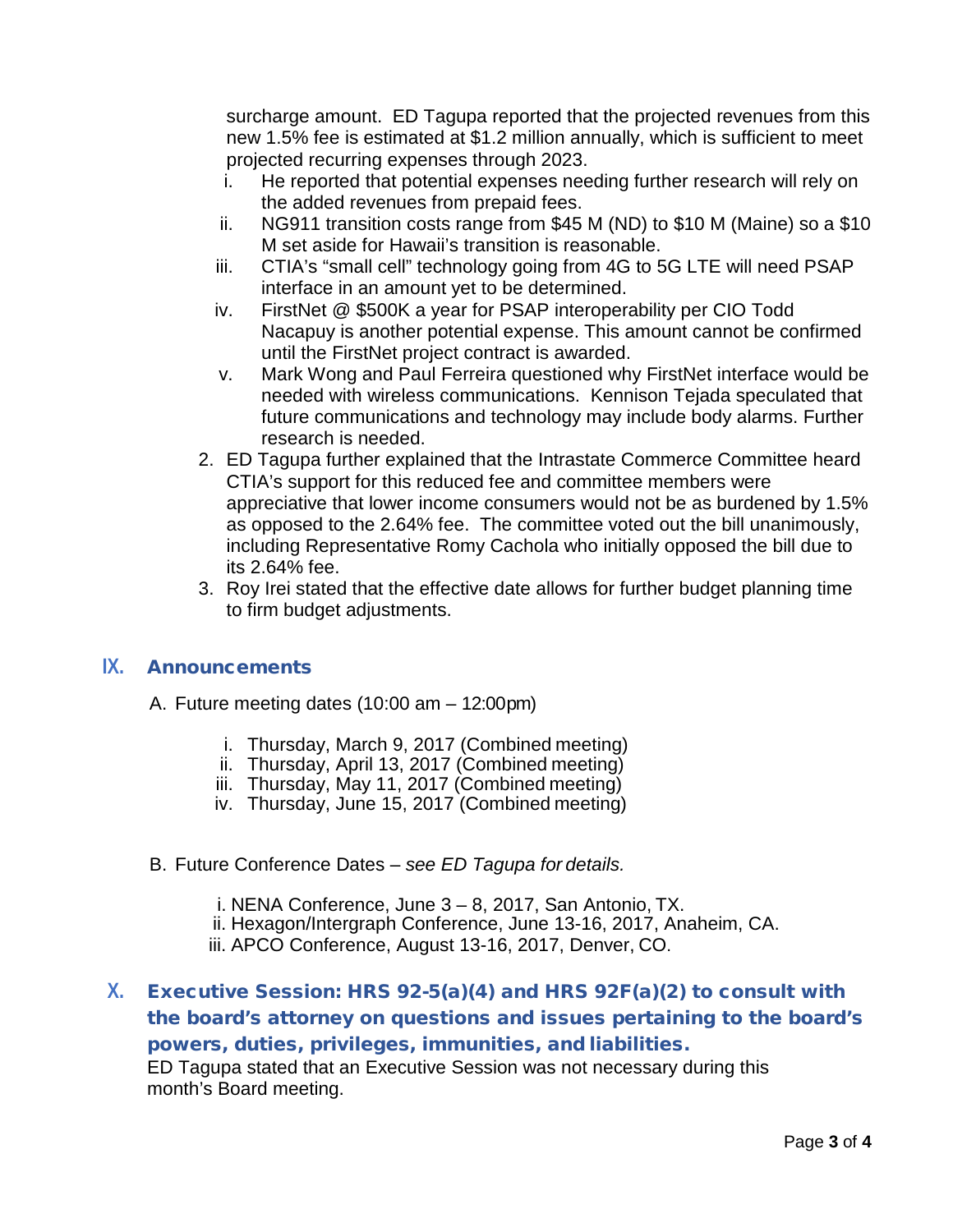surcharge amount. ED Tagupa reported that the projected revenues from this new 1.5% fee is estimated at $1.2 million annually, which is sufficient to meet projected recurring expenses through 2023.

   i. He reported that potential expenses needing further research will rely on the added revenues from prepaid fees.
   ii. NG911 transition costs range from $45 M (ND) to $10 M (Maine) so a $10 M set aside for Hawaii's transition is reasonable.
   iii. CTIA's "small cell" technology going from 4G to 5G LTE will need PSAP interface in an amount yet to be determined.
   iv. FirstNet @ $500K a year for PSAP interoperability per CIO Todd Nacapuy is another potential expense. This amount cannot be confirmed until the FirstNet project contract is awarded.
   v. Mark Wong and Paul Ferreira questioned why FirstNet interface would be needed with wireless communications. Kennison Tejada speculated that future communications and technology may include body alarms. Further research is needed.

2. ED Tagupa further explained that the Intrastate Commerce Committee heard CTIA's support for this reduced fee and committee members were appreciative that lower income consumers would not be as burdened by 1.5% as opposed to the 2.64% fee. The committee voted out the bill unanimously, including Representative Romy Cachola who initially opposed the bill due to its 2.64% fee.
3. Roy Irei stated that the effective date allows for further budget planning time to firm budget adjustments.

## IX. Announcements

A. Future meeting dates (10:00 am – 12:00pm)

   i. Thursday, March 9, 2017 (Combined meeting)
   ii. Thursday, April 13, 2017 (Combined meeting)
   iii. Thursday, May 11, 2017 (Combined meeting)
   iv. Thursday, June 15, 2017 (Combined meeting)

B. Future Conference Dates – *see ED Tagupa for details.*

   i. NENA Conference, June 3 – 8, 2017, San Antonio, TX.
   ii. Hexagon/Intergraph Conference, June 13-16, 2017, Anaheim, CA.
   iii. APCO Conference, August 13-16, 2017, Denver, CO.

## X. Executive Session: HRS 92-5(a)(4) and HRS 92F(a)(2) to consult with the board's attorney on questions and issues pertaining to the board's powers, duties, privileges, immunities, and liabilities.

ED Tagupa stated that an Executive Session was not necessary during this month's Board meeting.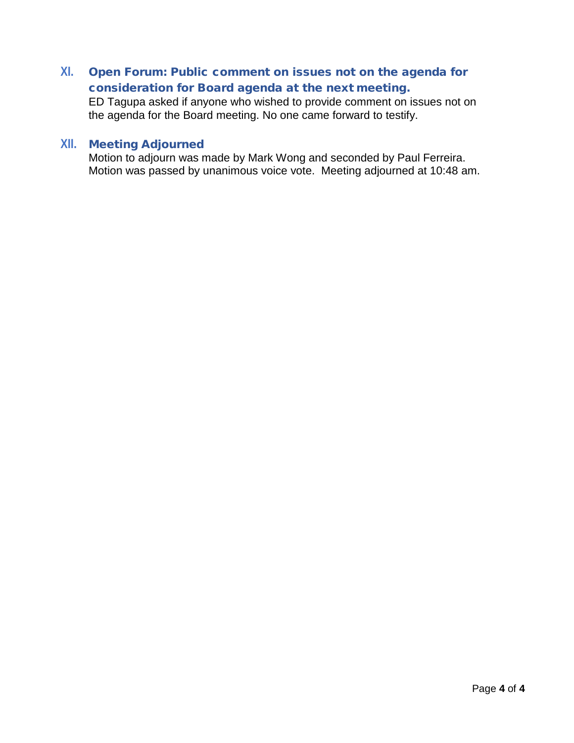## XI. Open Forum: Public comment on issues not on the agenda for consideration for Board agenda at the next meeting.

ED Tagupa asked if anyone who wished to provide comment on issues not on the agenda for the Board meeting. No one came forward to testify.

## XII. Meeting Adjourned

Motion to adjourn was made by Mark Wong and seconded by Paul Ferreira. Motion was passed by unanimous voice vote. Meeting adjourned at 10:48 am.